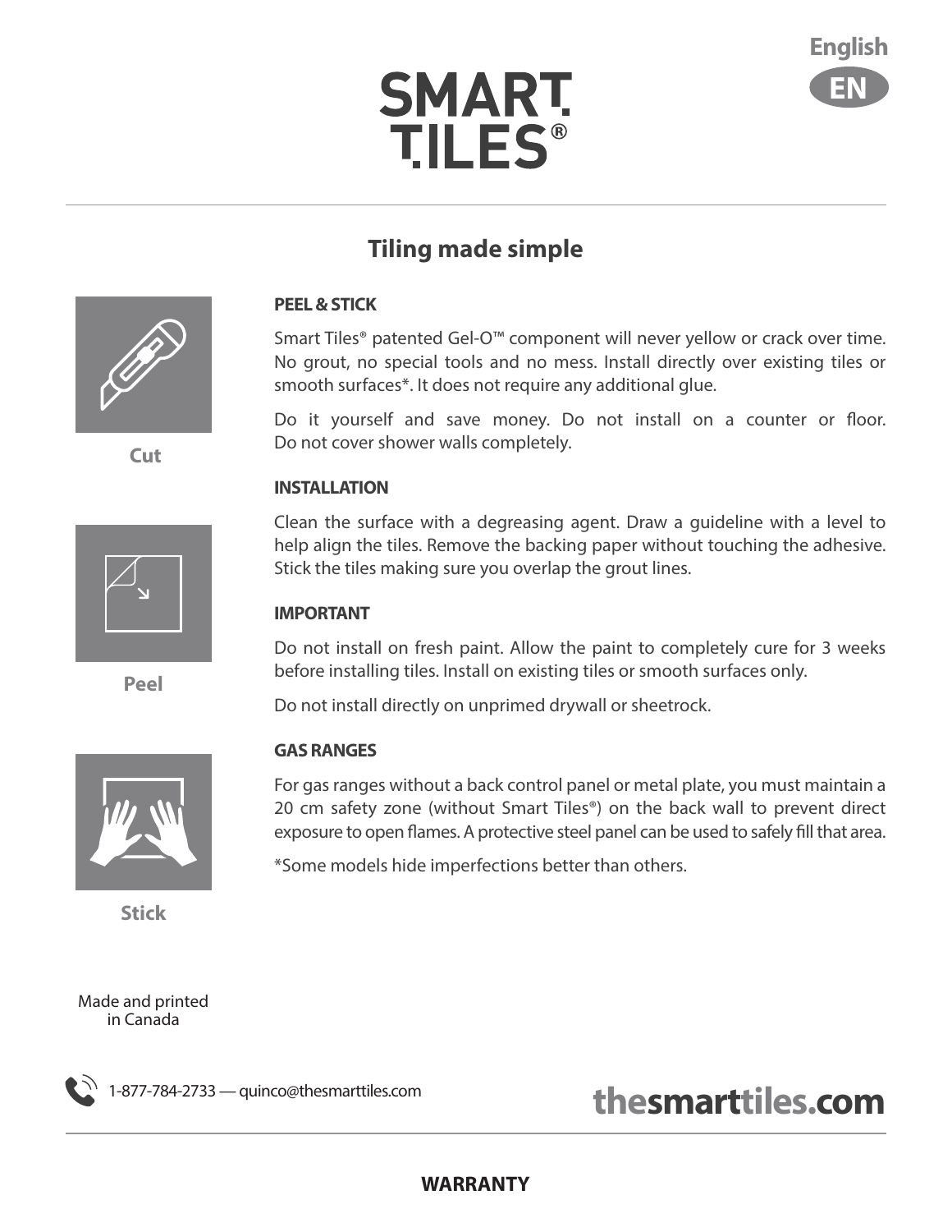English

EN

# SMART TILES®

## Tiling made simple

Cut

Peel

Stick

### PEEL & STICK

Smart Tiles® patented Gel-O™ component will never yellow or crack over time. No grout, no special tools and no mess. Install directly over existing tiles or smooth surfaces*. It does not require any additional glue.

Do it yourself and save money. Do not install on a counter or floor. Do not cover shower walls completely.

### INSTALLATION

Clean the surface with a degreasing agent. Draw a guideline with a level to help align the tiles. Remove the backing paper without touching the adhesive. Stick the tiles making sure you overlap the grout lines.

### IMPORTANT

Do not install on fresh paint. Allow the paint to completely cure for 3 weeks before installing tiles. Install on existing tiles or smooth surfaces only.

Do not install directly on unprimed drywall or sheetrock.

### GAS RANGES

For gas ranges without a back control panel or metal plate, you must maintain a 20 cm safety zone (without Smart Tiles®) on the back wall to prevent direct exposure to open flames. A protective steel panel can be used to safely fill that area.

*Some models hide imperfections better than others.

Made and printed in Canada

1-877-784-2733 — quinco@thesmarttiles.com

thesmarttiles.com

### WARRANTY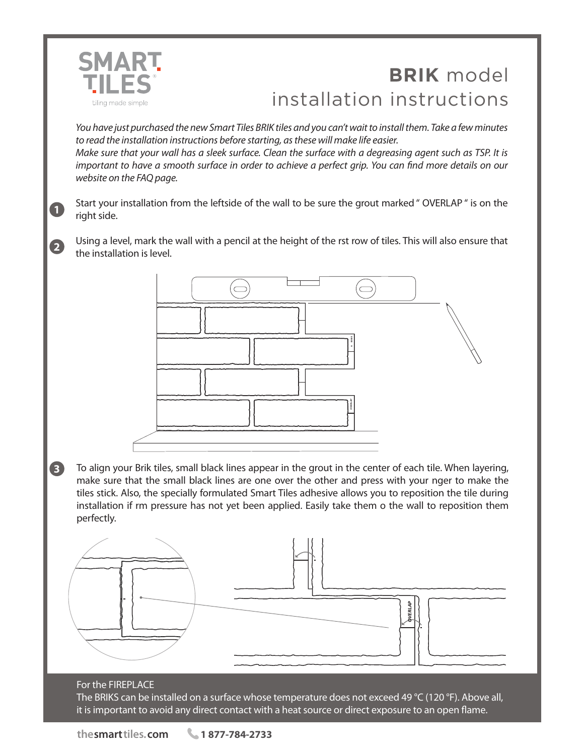SMART TILES

tiling made simple

# BRIK model installation instructions

*You have just purchased the new Smart Tiles BRIK tiles and you can't wait to install them. Take a few minutes to read the installation instructions before starting, as these will make life easier.*
*Make sure that your wall has a sleek surface. Clean the surface with a degreasing agent such as TSP. It is important to have a smooth surface in order to achieve a perfect grip. You can find more details on our website on the FAQ page.*

1. Start your installation from the leftside of the wall to be sure the grout marked " OVERLAP " is on the right side.

2. Using a level, mark the wall with a pencil at the height of the rst row of tiles. This will also ensure that the installation is level.

OVERLAP

3. To align your Brik tiles, small black lines appear in the grout in the center of each tile. When layering, make sure that the small black lines are one over the other and press with your nger to make the tiles stick. Also, the specially formulated Smart Tiles adhesive allows you to reposition the tile during installation if rm pressure has not yet been applied. Easily take them o the wall to reposition them perfectly.

OVERLAP

For the FIREPLACE
The BRIKS can be installed on a surface whose temperature does not exceed 49 °C (120 °F). Above all, it is important to avoid any direct contact with a heat source or direct exposure to an open flame.

thesmarttiles.com 1 877-784-2733